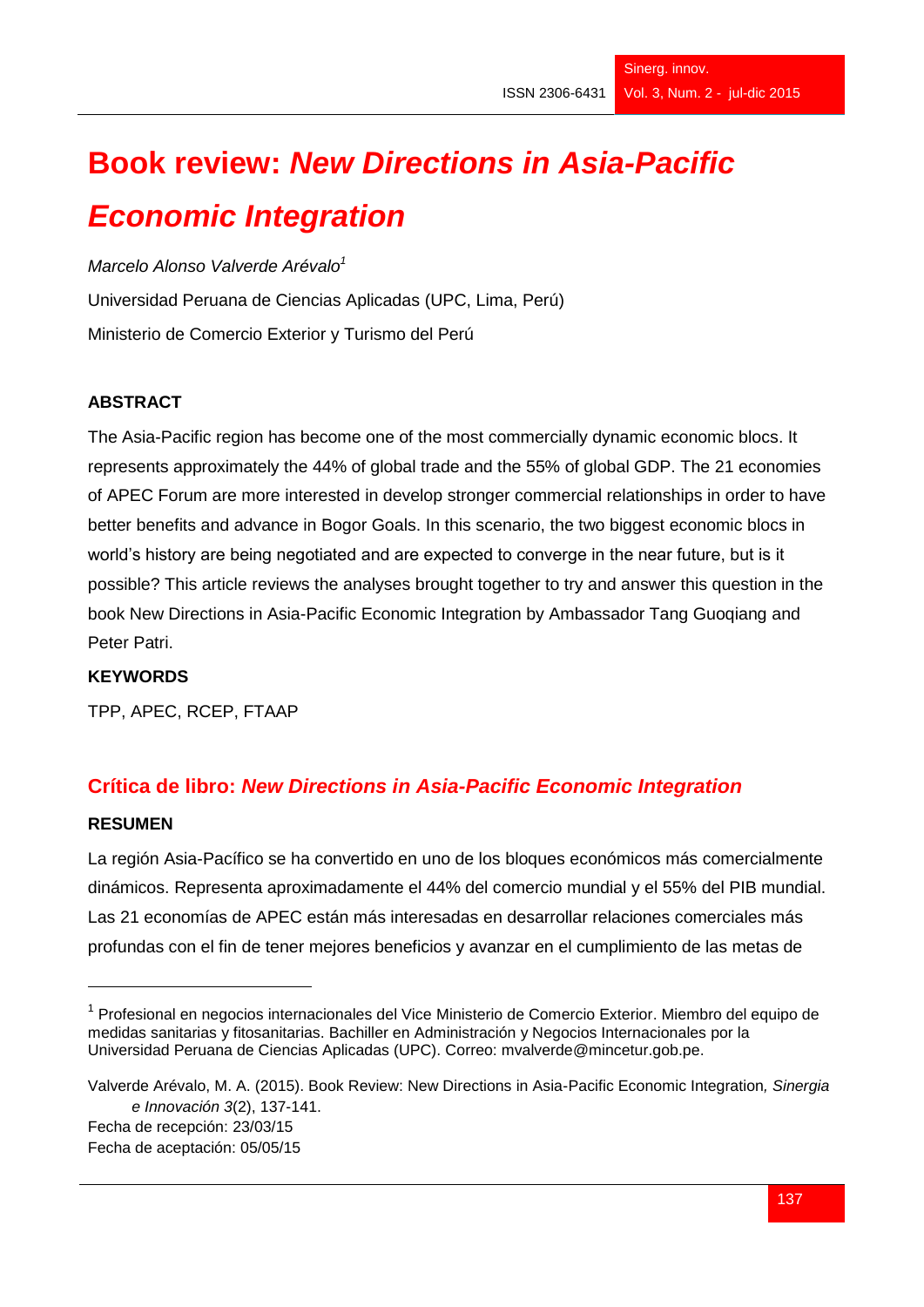# Book review: *New Directions in Asia-Pacific Economic Integration*

*Marcelo Alonso Valverde Arévalo*[1]

Universidad Peruana de Ciencias Aplicadas (UPC, Lima, Perú)

Ministerio de Comercio Exterior y Turismo del Perú

## ABSTRACT

The Asia-Pacific region has become one of the most commercially dynamic economic blocs. It represents approximately the 44% of global trade and the 55% of global GDP. The 21 economies of APEC Forum are more interested in develop stronger commercial relationships in order to have better benefits and advance in Bogor Goals. In this scenario, the two biggest economic blocs in world's history are being negotiated and are expected to converge in the near future, but is it possible? This article reviews the analyses brought together to try and answer this question in the book New Directions in Asia-Pacific Economic Integration by Ambassador Tang Guoqiang and Peter Patri.

## KEYWORDS

TPP, APEC, RCEP, FTAAP

## Crítica de libro: *New Directions in Asia-Pacific Economic Integration*

### RESUMEN

La región Asia-Pacífico se ha convertido en uno de los bloques económicos más comercialmente dinámicos. Representa aproximadamente el 44% del comercio mundial y el 55% del PIB mundial. Las 21 economías de APEC están más interesadas en desarrollar relaciones comerciales más profundas con el fin de tener mejores beneficios y avanzar en el cumplimiento de las metas de

---

[1] Profesional en negocios internacionales del Vice Ministerio de Comercio Exterior. Miembro del equipo de medidas sanitarias y fitosanitarias. Bachiller en Administración y Negocios Internacionales por la Universidad Peruana de Ciencias Aplicadas (UPC). Correo: mvalverde@mincetur.gob.pe.

Valverde Arévalo, M. A. (2015). Book Review: New Directions in Asia-Pacific Economic Integration, *Sinergia e Innovación 3*(2), 137-141.

Fecha de recepción: 23/03/15

Fecha de aceptación: 05/05/15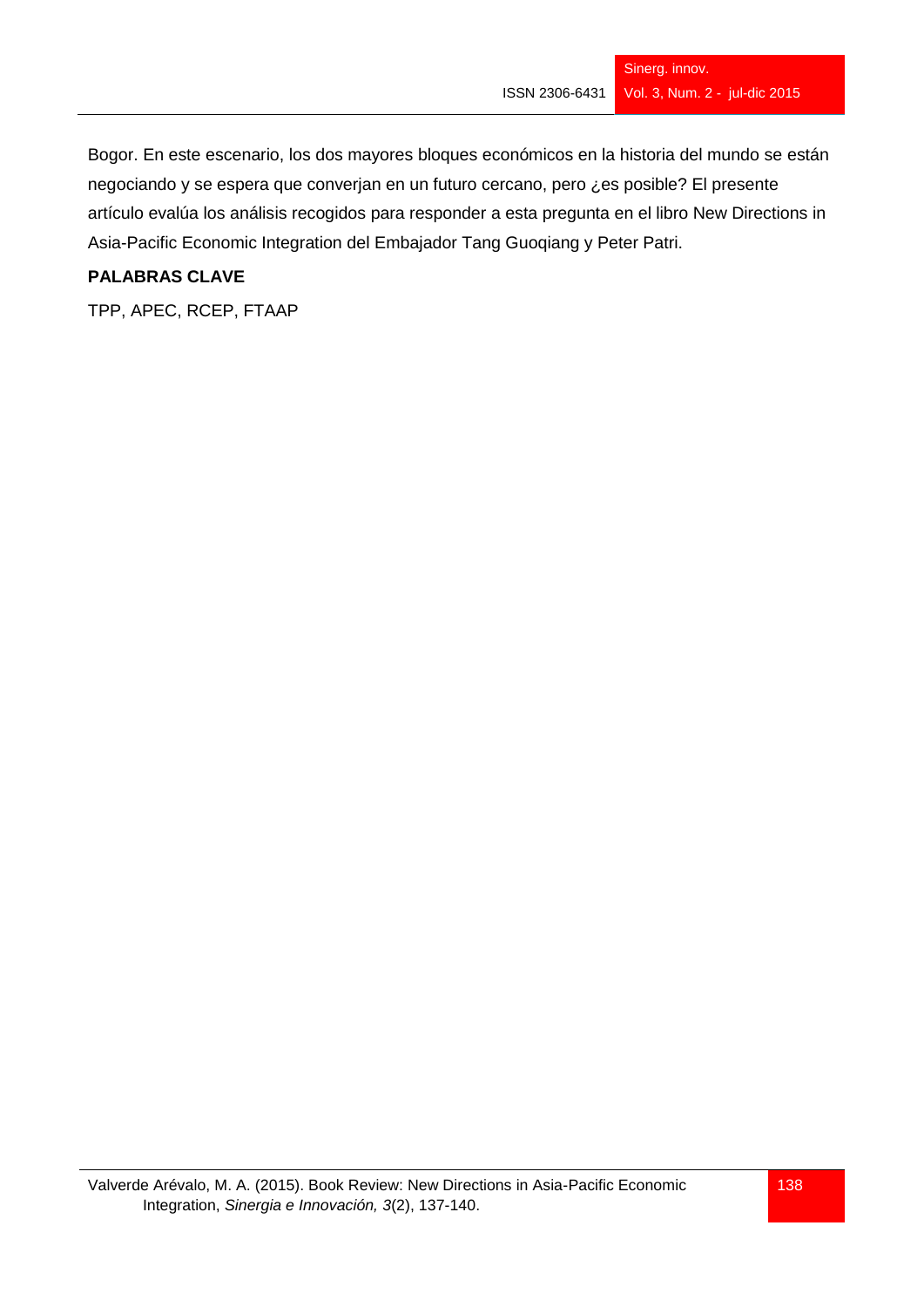Bogor. En este escenario, los dos mayores bloques económicos en la historia del mundo se están negociando y se espera que converjan en un futuro cercano, pero ¿es posible? El presente artículo evalúa los análisis recogidos para responder a esta pregunta en el libro New Directions in Asia-Pacific Economic Integration del Embajador Tang Guoqiang y Peter Patri.

**PALABRAS CLAVE**

TPP, APEC, RCEP, FTAAP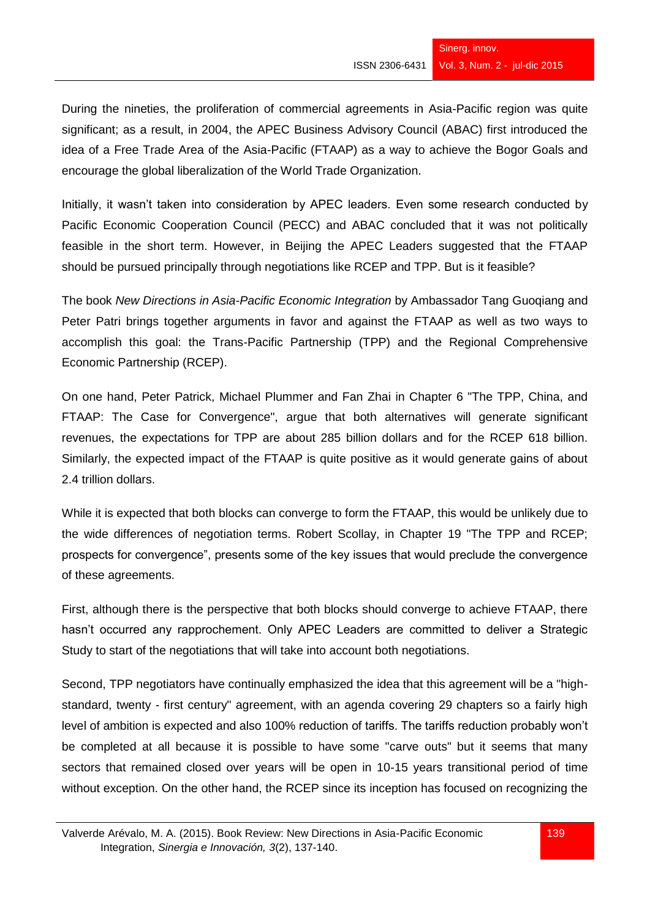During the nineties, the proliferation of commercial agreements in Asia-Pacific region was quite significant; as a result, in 2004, the APEC Business Advisory Council (ABAC) first introduced the idea of a Free Trade Area of the Asia-Pacific (FTAAP) as a way to achieve the Bogor Goals and encourage the global liberalization of the World Trade Organization.

Initially, it wasn't taken into consideration by APEC leaders. Even some research conducted by Pacific Economic Cooperation Council (PECC) and ABAC concluded that it was not politically feasible in the short term. However, in Beijing the APEC Leaders suggested that the FTAAP should be pursued principally through negotiations like RCEP and TPP. But is it feasible?

The book *New Directions in Asia-Pacific Economic Integration* by Ambassador Tang Guoqiang and Peter Patri brings together arguments in favor and against the FTAAP as well as two ways to accomplish this goal: the Trans-Pacific Partnership (TPP) and the Regional Comprehensive Economic Partnership (RCEP).

On one hand, Peter Patrick, Michael Plummer and Fan Zhai in Chapter 6 "The TPP, China, and FTAAP: The Case for Convergence", argue that both alternatives will generate significant revenues, the expectations for TPP are about 285 billion dollars and for the RCEP 618 billion. Similarly, the expected impact of the FTAAP is quite positive as it would generate gains of about 2.4 trillion dollars.

While it is expected that both blocks can converge to form the FTAAP, this would be unlikely due to the wide differences of negotiation terms. Robert Scollay, in Chapter 19 "The TPP and RCEP; prospects for convergence", presents some of the key issues that would preclude the convergence of these agreements.

First, although there is the perspective that both blocks should converge to achieve FTAAP, there hasn't occurred any rapprochement. Only APEC Leaders are committed to deliver a Strategic Study to start of the negotiations that will take into account both negotiations.

Second, TPP negotiators have continually emphasized the idea that this agreement will be a "high-standard, twenty - first century" agreement, with an agenda covering 29 chapters so a fairly high level of ambition is expected and also 100% reduction of tariffs. The tariffs reduction probably won't be completed at all because it is possible to have some "carve outs" but it seems that many sectors that remained closed over years will be open in 10-15 years transitional period of time without exception. On the other hand, the RCEP since its inception has focused on recognizing the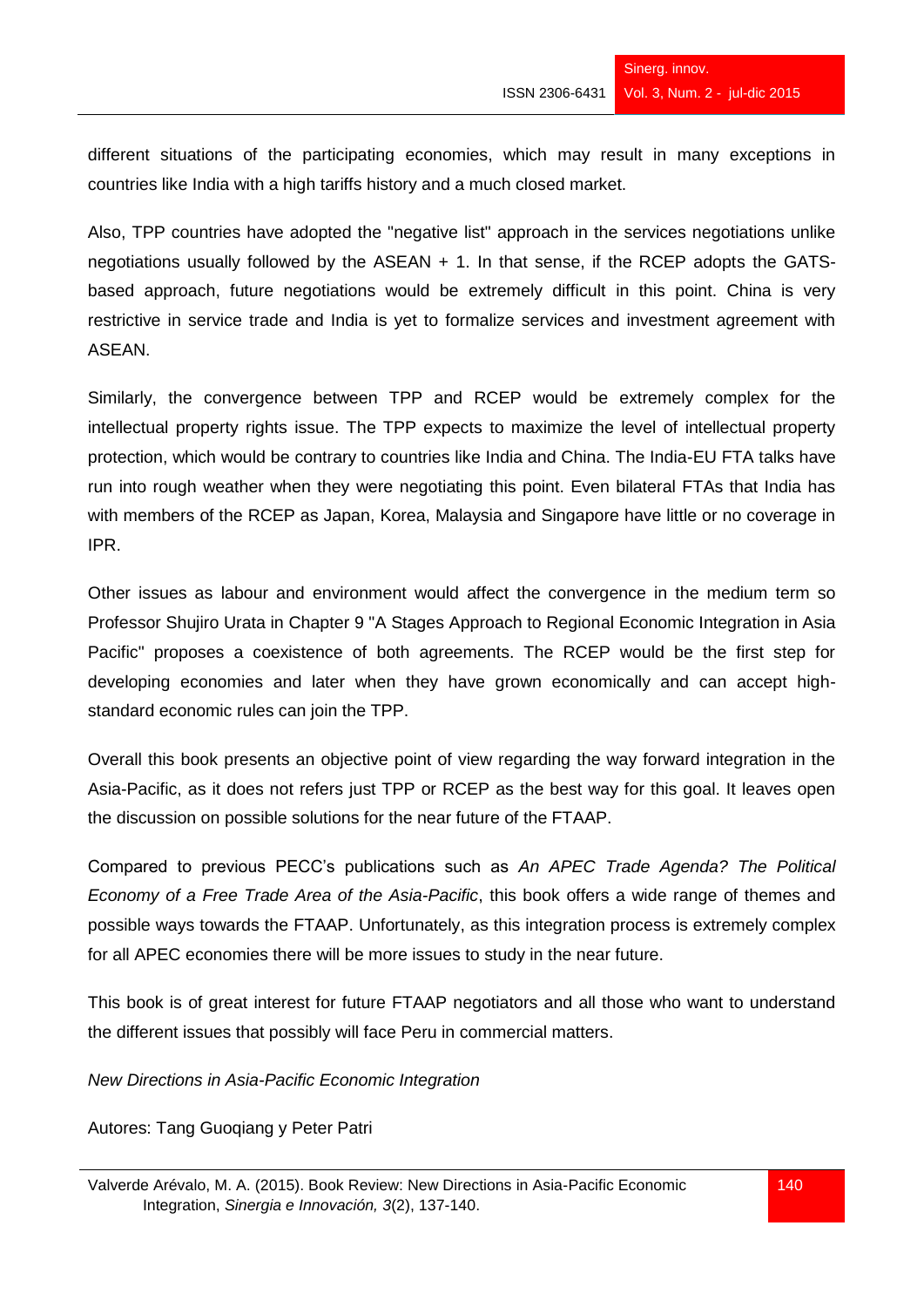different situations of the participating economies, which may result in many exceptions in countries like India with a high tariffs history and a much closed market.

Also, TPP countries have adopted the "negative list" approach in the services negotiations unlike negotiations usually followed by the ASEAN + 1. In that sense, if the RCEP adopts the GATS-based approach, future negotiations would be extremely difficult in this point. China is very restrictive in service trade and India is yet to formalize services and investment agreement with ASEAN.

Similarly, the convergence between TPP and RCEP would be extremely complex for the intellectual property rights issue. The TPP expects to maximize the level of intellectual property protection, which would be contrary to countries like India and China. The India-EU FTA talks have run into rough weather when they were negotiating this point. Even bilateral FTAs that India has with members of the RCEP as Japan, Korea, Malaysia and Singapore have little or no coverage in IPR.

Other issues as labour and environment would affect the convergence in the medium term so Professor Shujiro Urata in Chapter 9 "A Stages Approach to Regional Economic Integration in Asia Pacific" proposes a coexistence of both agreements. The RCEP would be the first step for developing economies and later when they have grown economically and can accept high-standard economic rules can join the TPP.

Overall this book presents an objective point of view regarding the way forward integration in the Asia-Pacific, as it does not refers just TPP or RCEP as the best way for this goal. It leaves open the discussion on possible solutions for the near future of the FTAAP.

Compared to previous PECC's publications such as *An APEC Trade Agenda? The Political Economy of a Free Trade Area of the Asia-Pacific*, this book offers a wide range of themes and possible ways towards the FTAAP. Unfortunately, as this integration process is extremely complex for all APEC economies there will be more issues to study in the near future.

This book is of great interest for future FTAAP negotiators and all those who want to understand the different issues that possibly will face Peru in commercial matters.

*New Directions in Asia-Pacific Economic Integration*

Autores: Tang Guoqiang y Peter Patri